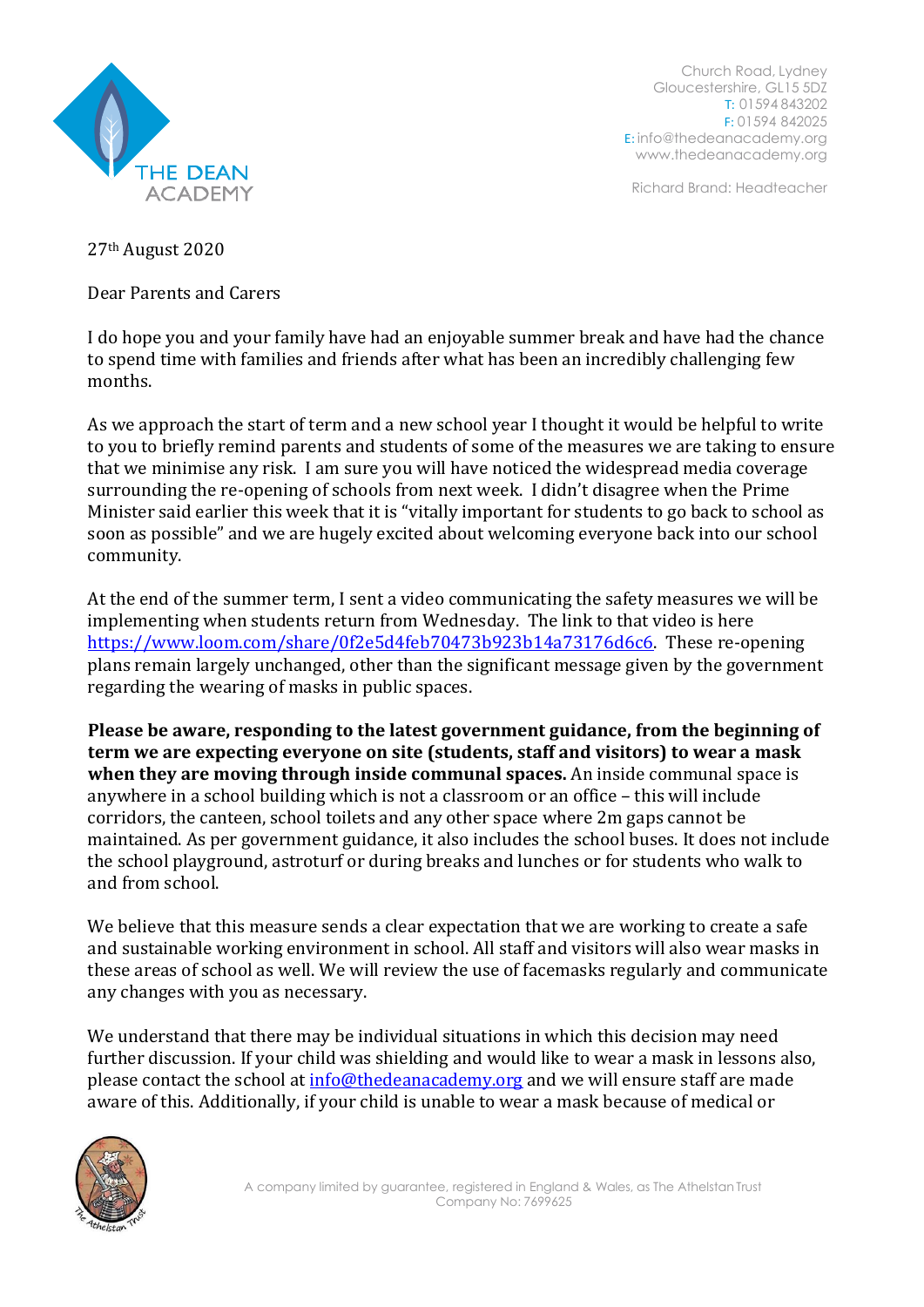THE DEAN ACADEMY

Church Road, Lydney
Gloucestershire, GL15 5DZ
T: 01594 843202
F: 01594 842025
E: info@thedeanacademy.org
www.thedeanacademy.org

Richard Brand: Headteacher

27th August 2020

Dear Parents and Carers

I do hope you and your family have had an enjoyable summer break and have had the chance to spend time with families and friends after what has been an incredibly challenging few months.

As we approach the start of term and a new school year I thought it would be helpful to write to you to briefly remind parents and students of some of the measures we are taking to ensure that we minimise any risk. I am sure you will have noticed the widespread media coverage surrounding the re-opening of schools from next week. I didn't disagree when the Prime Minister said earlier this week that it is "vitally important for students to go back to school as soon as possible" and we are hugely excited about welcoming everyone back into our school community.

At the end of the summer term, I sent a video communicating the safety measures we will be implementing when students return from Wednesday. The link to that video is here https://www.loom.com/share/0f2e5d4feb70473b923b14a73176d6c6. These re-opening plans remain largely unchanged, other than the significant message given by the government regarding the wearing of masks in public spaces.

**Please be aware, responding to the latest government guidance, from the beginning of term we are expecting everyone on site (students, staff and visitors) to wear a mask when they are moving through inside communal spaces.** An inside communal space is anywhere in a school building which is not a classroom or an office – this will include corridors, the canteen, school toilets and any other space where 2m gaps cannot be maintained. As per government guidance, it also includes the school buses. It does not include the school playground, astroturf or during breaks and lunches or for students who walk to and from school.

We believe that this measure sends a clear expectation that we are working to create a safe and sustainable working environment in school. All staff and visitors will also wear masks in these areas of school as well. We will review the use of facemasks regularly and communicate any changes with you as necessary.

We understand that there may be individual situations in which this decision may need further discussion. If your child was shielding and would like to wear a mask in lessons also, please contact the school at info@thedeanacademy.org and we will ensure staff are made aware of this. Additionally, if your child is unable to wear a mask because of medical or

A company limited by guarantee, registered in England & Wales, as The Athelstan Trust
Company No: 7699625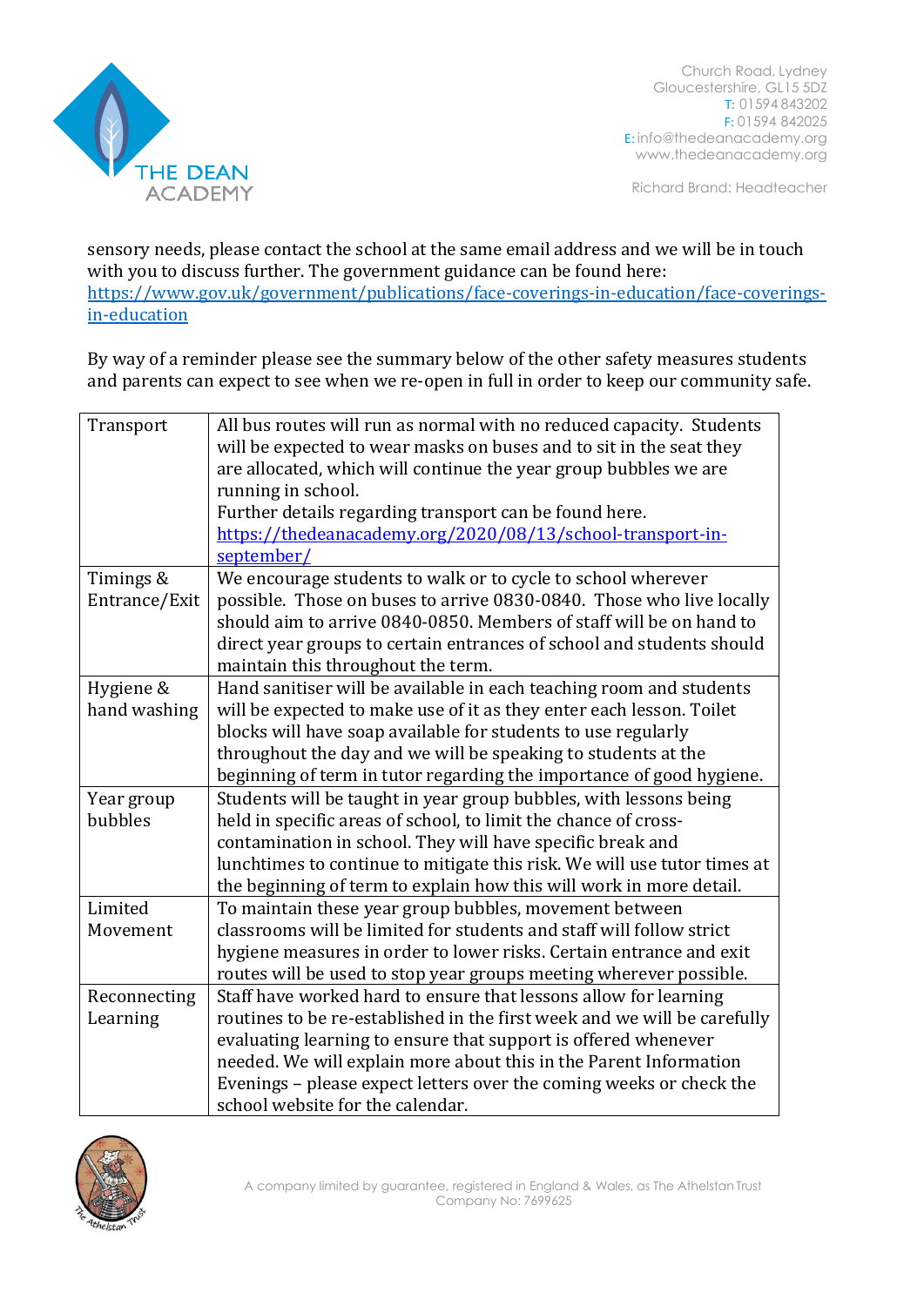sensory needs, please contact the school at the same email address and we will be in touch with you to discuss further. The government guidance can be found here: https://www.gov.uk/government/publications/face-coverings-in-education/face-coverings-in-education

By way of a reminder please see the summary below of the other safety measures students and parents can expect to see when we re-open in full in order to keep our community safe.

| | |
|---|---|
| Transport | All bus routes will run as normal with no reduced capacity. Students will be expected to wear masks on buses and to sit in the seat they are allocated, which will continue the year group bubbles we are running in school. Further details regarding transport can be found here. https://thedeanacademy.org/2020/08/13/school-transport-in-september/ |
| Timings & Entrance/Exit | We encourage students to walk or to cycle to school wherever possible. Those on buses to arrive 0830-0840. Those who live locally should aim to arrive 0840-0850. Members of staff will be on hand to direct year groups to certain entrances of school and students should maintain this throughout the term. |
| Hygiene & hand washing | Hand sanitiser will be available in each teaching room and students will be expected to make use of it as they enter each lesson. Toilet blocks will have soap available for students to use regularly throughout the day and we will be speaking to students at the beginning of term in tutor regarding the importance of good hygiene. |
| Year group bubbles | Students will be taught in year group bubbles, with lessons being held in specific areas of school, to limit the chance of cross-contamination in school. They will have specific break and lunchtimes to continue to mitigate this risk. We will use tutor times at the beginning of term to explain how this will work in more detail. |
| Limited Movement | To maintain these year group bubbles, movement between classrooms will be limited for students and staff will follow strict hygiene measures in order to lower risks. Certain entrance and exit routes will be used to stop year groups meeting wherever possible. |
| Reconnecting Learning | Staff have worked hard to ensure that lessons allow for learning routines to be re-established in the first week and we will be carefully evaluating learning to ensure that support is offered whenever needed. We will explain more about this in the Parent Information Evenings – please expect letters over the coming weeks or check the school website for the calendar. |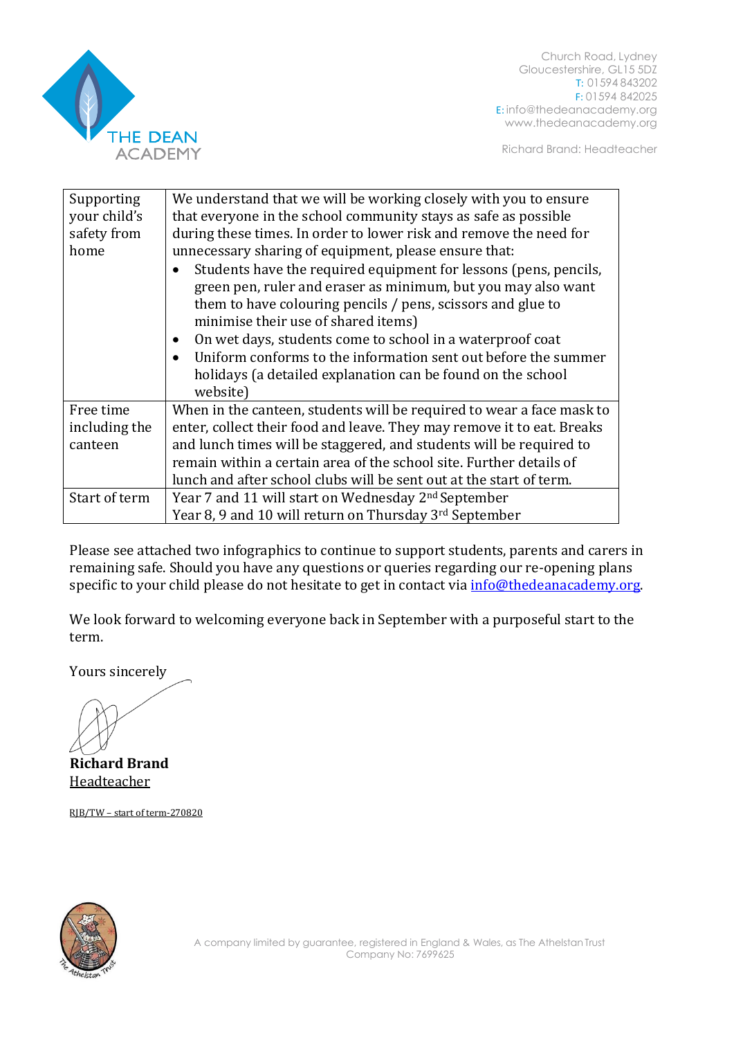Church Road, Lydney
Gloucestershire, GL15 5DZ
T: 01594 843202
F: 01594 842025
E: info@thedeanacademy.org
www.thedeanacademy.org

Richard Brand: Headteacher

| | |
|---|---|
| Supporting your child's safety from home | We understand that we will be working closely with you to ensure that everyone in the school community stays as safe as possible during these times. In order to lower risk and remove the need for unnecessary sharing of equipment, please ensure that:<br>• Students have the required equipment for lessons (pens, pencils, green pen, ruler and eraser as minimum, but you may also want them to have colouring pencils / pens, scissors and glue to minimise their use of shared items)<br>• On wet days, students come to school in a waterproof coat<br>• Uniform conforms to the information sent out before the summer holidays (a detailed explanation can be found on the school website) |
| Free time including the canteen | When in the canteen, students will be required to wear a face mask to enter, collect their food and leave. They may remove it to eat. Breaks and lunch times will be staggered, and students will be required to remain within a certain area of the school site. Further details of lunch and after school clubs will be sent out at the start of term. |
| Start of term | Year 7 and 11 will start on Wednesday 2nd September<br>Year 8, 9 and 10 will return on Thursday 3rd September |

Please see attached two infographics to continue to support students, parents and carers in remaining safe. Should you have any questions or queries regarding our re-opening plans specific to your child please do not hesitate to get in contact via info@thedeanacademy.org.

We look forward to welcoming everyone back in September with a purposeful start to the term.

Yours sincerely

**Richard Brand**
Headteacher

RJB/TW – start of term-270820

A company limited by guarantee, registered in England & Wales, as The Athelstan Trust
Company No: 7699625